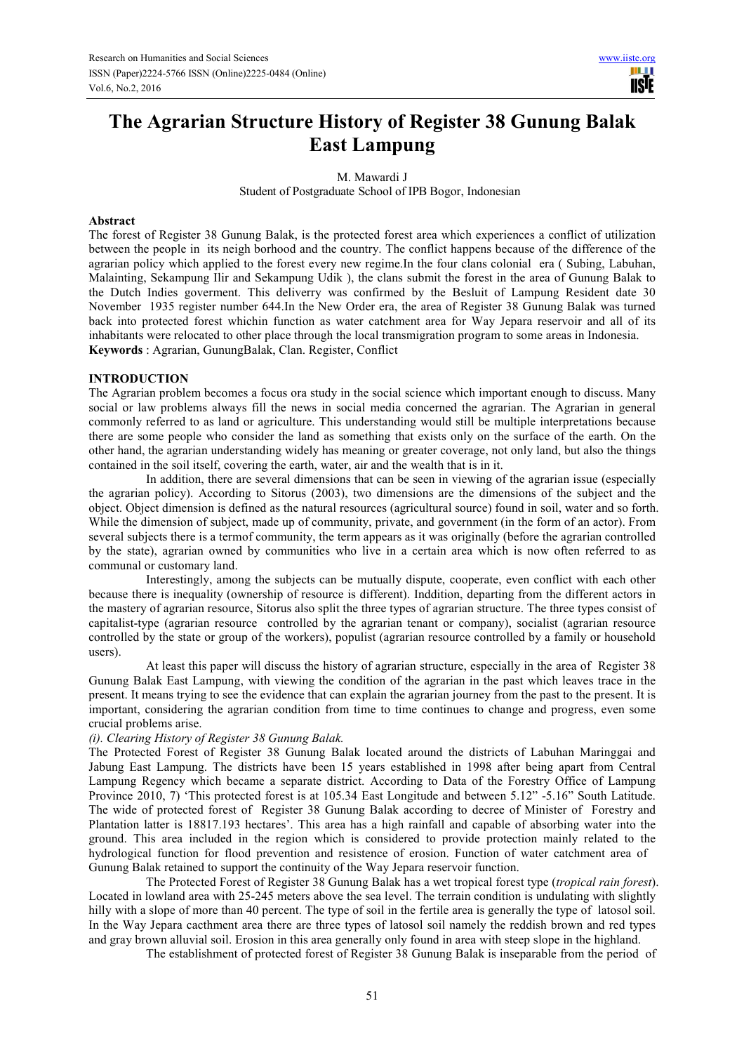# The Agrarian Structure History of Register 38 Gunung Balak East Lampung

M. Mawardi J

Student of Postgraduate School of IPB Bogor, Indonesian

**Abstract**

The forest of Register 38 Gunung Balak, is the protected forest area which experiences a conflict of utilization between the people in its neigh borhood and the country. The conflict happens because of the difference of the agrarian policy which applied to the forest every new regime.In the four clans colonial era ( Subing, Labuhan, Malainting, Sekampung Ilir and Sekampung Udik ), the clans submit the forest in the area of Gunung Balak to the Dutch Indies goverment. This deliverry was confirmed by the Besluit of Lampung Resident date 30 November 1935 register number 644.In the New Order era, the area of Register 38 Gunung Balak was turned back into protected forest whichin function as water catchment area for Way Jepara reservoir and all of its inhabitants were relocated to other place through the local transmigration program to some areas in Indonesia.

**Keywords** : Agrarian, GunungBalak, Clan. Register, Conflict

## INTRODUCTION

The Agrarian problem becomes a focus ora study in the social science which important enough to discuss. Many social or law problems always fill the news in social media concerned the agrarian. The Agrarian in general commonly referred to as land or agriculture. This understanding would still be multiple interpretations because there are some people who consider the land as something that exists only on the surface of the earth. On the other hand, the agrarian understanding widely has meaning or greater coverage, not only land, but also the things contained in the soil itself, covering the earth, water, air and the wealth that is in it.

In addition, there are several dimensions that can be seen in viewing of the agrarian issue (especially the agrarian policy). According to Sitorus (2003), two dimensions are the dimensions of the subject and the object. Object dimension is defined as the natural resources (agricultural source) found in soil, water and so forth. While the dimension of subject, made up of community, private, and government (in the form of an actor). From several subjects there is a termof community, the term appears as it was originally (before the agrarian controlled by the state), agrarian owned by communities who live in a certain area which is now often referred to as communal or customary land.

Interestingly, among the subjects can be mutually dispute, cooperate, even conflict with each other because there is inequality (ownership of resource is different). Inddition, departing from the different actors in the mastery of agrarian resource, Sitorus also split the three types of agrarian structure. The three types consist of capitalist-type (agrarian resource controlled by the agrarian tenant or company), socialist (agrarian resource controlled by the state or group of the workers), populist (agrarian resource controlled by a family or household users).

At least this paper will discuss the history of agrarian structure, especially in the area of Register 38 Gunung Balak East Lampung, with viewing the condition of the agrarian in the past which leaves trace in the present. It means trying to see the evidence that can explain the agrarian journey from the past to the present. It is important, considering the agrarian condition from time to time continues to change and progress, even some crucial problems arise.

*(i). Clearing History of Register 38 Gunung Balak.*

The Protected Forest of Register 38 Gunung Balak located around the districts of Labuhan Maringgai and Jabung East Lampung. The districts have been 15 years established in 1998 after being apart from Central Lampung Regency which became a separate district. According to Data of the Forestry Office of Lampung Province 2010, 7) 'This protected forest is at 105.34 East Longitude and between 5.12" -5.16" South Latitude. The wide of protected forest of Register 38 Gunung Balak according to decree of Minister of Forestry and Plantation latter is 18817.193 hectares'. This area has a high rainfall and capable of absorbing water into the ground. This area included in the region which is considered to provide protection mainly related to the hydrological function for flood prevention and resistence of erosion. Function of water catchment area of Gunung Balak retained to support the continuity of the Way Jepara reservoir function.

The Protected Forest of Register 38 Gunung Balak has a wet tropical forest type (*tropical rain forest*). Located in lowland area with 25-245 meters above the sea level. The terrain condition is undulating with slightly hilly with a slope of more than 40 percent. The type of soil in the fertile area is generally the type of latosol soil. In the Way Jepara cacthment area there are three types of latosol soil namely the reddish brown and red types and gray brown alluvial soil. Erosion in this area generally only found in area with steep slope in the highland.

The establishment of protected forest of Register 38 Gunung Balak is inseparable from the period of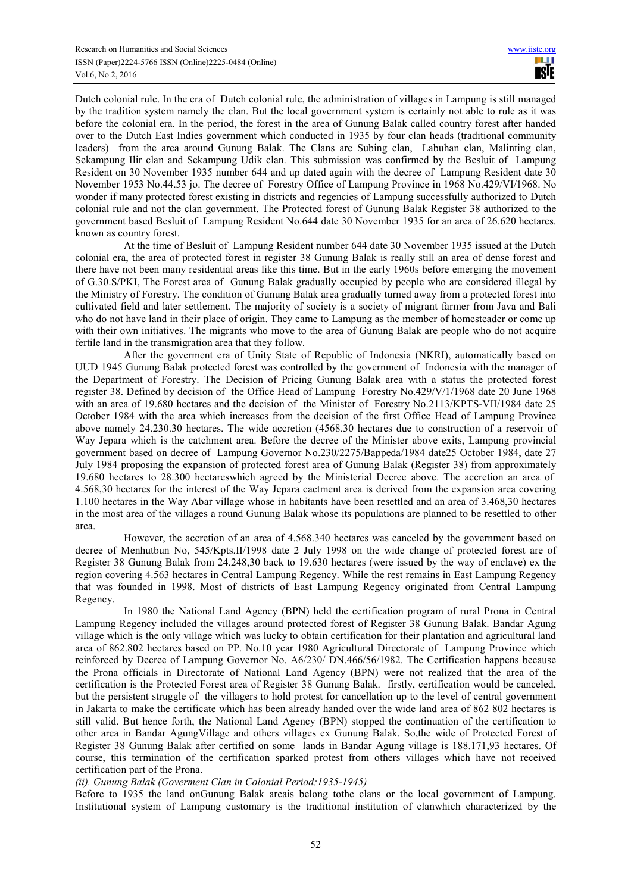Dutch colonial rule. In the era of Dutch colonial rule, the administration of villages in Lampung is still managed by the tradition system namely the clan. But the local government system is certainly not able to rule as it was before the colonial era. In the period, the forest in the area of Gunung Balak called country forest after handed over to the Dutch East Indies government which conducted in 1935 by four clan heads (traditional community leaders) from the area around Gunung Balak. The Clans are Subing clan, Labuhan clan, Malinting clan, Sekampung Ilir clan and Sekampung Udik clan. This submission was confirmed by the Besluit of Lampung Resident on 30 November 1935 number 644 and up dated again with the decree of Lampung Resident date 30 November 1953 No.44.53 jo. The decree of Forestry Office of Lampung Province in 1968 No.429/VI/1968. No wonder if many protected forest existing in districts and regencies of Lampung successfully authorized to Dutch colonial rule and not the clan government. The Protected forest of Gunung Balak Register 38 authorized to the government based Besluit of Lampung Resident No.644 date 30 November 1935 for an area of 26.620 hectares. known as country forest.

At the time of Besluit of Lampung Resident number 644 date 30 November 1935 issued at the Dutch colonial era, the area of protected forest in register 38 Gunung Balak is really still an area of dense forest and there have not been many residential areas like this time. But in the early 1960s before emerging the movement of G.30.S/PKI, The Forest area of Gunung Balak gradually occupied by people who are considered illegal by the Ministry of Forestry. The condition of Gunung Balak area gradually turned away from a protected forest into cultivated field and later settlement. The majority of society is a society of migrant farmer from Java and Bali who do not have land in their place of origin. They came to Lampung as the member of homesteader or come up with their own initiatives. The migrants who move to the area of Gunung Balak are people who do not acquire fertile land in the transmigration area that they follow.

After the goverment era of Unity State of Republic of Indonesia (NKRI), automatically based on UUD 1945 Gunung Balak protected forest was controlled by the government of Indonesia with the manager of the Department of Forestry. The Decision of Pricing Gunung Balak area with a status the protected forest register 38. Defined by decision of the Office Head of Lampung Forestry No.429/V/1/1968 date 20 June 1968 with an area of 19.680 hectares and the decision of the Minister of Forestry No.2113/KPTS-VII/1984 date 25 October 1984 with the area which increases from the decision of the first Office Head of Lampung Province above namely 24.230.30 hectares. The wide accretion (4568.30 hectares due to construction of a reservoir of Way Jepara which is the catchment area. Before the decree of the Minister above exits, Lampung provincial government based on decree of Lampung Governor No.230/2275/Bappeda/1984 date25 October 1984, date 27 July 1984 proposing the expansion of protected forest area of Gunung Balak (Register 38) from approximately 19.680 hectares to 28.300 hectareswhich agreed by the Ministerial Decree above. The accretion an area of 4.568,30 hectares for the interest of the Way Jepara cactment area is derived from the expansion area covering 1.100 hectares in the Way Abar village whose in habitants have been resettled and an area of 3.468,30 hectares in the most area of the villages a round Gunung Balak whose its populations are planned to be resettled to other area.

However, the accretion of an area of 4.568.340 hectares was canceled by the government based on decree of Menhutbun No, 545/Kpts.II/1998 date 2 July 1998 on the wide change of protected forest are of Register 38 Gunung Balak from 24.248,30 back to 19.630 hectares (were issued by the way of enclave) ex the region covering 4.563 hectares in Central Lampung Regency. While the rest remains in East Lampung Regency that was founded in 1998. Most of districts of East Lampung Regency originated from Central Lampung Regency.

In 1980 the National Land Agency (BPN) held the certification program of rural Prona in Central Lampung Regency included the villages around protected forest of Register 38 Gunung Balak. Bandar Agung village which is the only village which was lucky to obtain certification for their plantation and agricultural land area of 862.802 hectares based on PP. No.10 year 1980 Agricultural Directorate of Lampung Province which reinforced by Decree of Lampung Governor No. A6/230/ DN.466/56/1982. The Certification happens because the Prona officials in Directorate of National Land Agency (BPN) were not realized that the area of the certification is the Protected Forest area of Register 38 Gunung Balak. firstly, certification would be canceled, but the persistent struggle of the villagers to hold protest for cancellation up to the level of central government in Jakarta to make the certificate which has been already handed over the wide land area of 862 802 hectares is still valid. But hence forth, the National Land Agency (BPN) stopped the continuation of the certification to other area in Bandar AgungVillage and others villages ex Gunung Balak. So,the wide of Protected Forest of Register 38 Gunung Balak after certified on some lands in Bandar Agung village is 188.171,93 hectares. Of course, this termination of the certification sparked protest from others villages which have not received certification part of the Prona.

*(ii). Gunung Balak (Goverment Clan in Colonial Period;1935-1945)*

Before to 1935 the land onGunung Balak areais belong tothe clans or the local government of Lampung. Institutional system of Lampung customary is the traditional institution of clanwhich characterized by the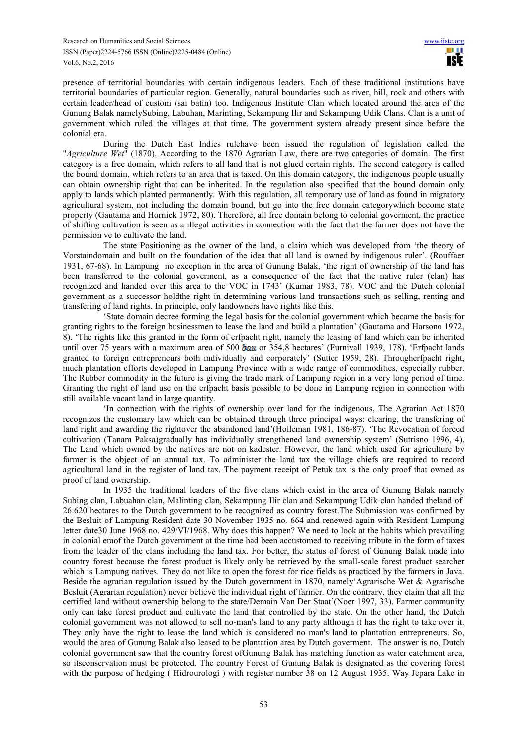presence of territorial boundaries with certain indigenous leaders. Each of these traditional institutions have territorial boundaries of particular region. Generally, natural boundaries such as river, hill, rock and others with certain leader/head of custom (sai batin) too. Indigenous Institute Clan which located around the area of the Gunung Balak namelySubing, Labuhan, Marinting, Sekampung Ilir and Sekampung Udik Clans. Clan is a unit of government which ruled the villages at that time. The government system already present since before the colonial era.

During the Dutch East Indies rulehave been issued the regulation of legislation called the "*Agriculture Wet*" (1870). According to the 1870 Agrarian Law, there are two categories of domain. The first category is a free domain, which refers to all land that is not glued certain rights. The second category is called the bound domain, which refers to an area that is taxed. On this domain category, the indigenous people usually can obtain ownership right that can be inherited. In the regulation also specified that the bound domain only apply to lands which planted permanently. With this regulation, all temporary use of land as found in migratory agricultural system, not including the domain bound, but go into the free domain categorywhich become state property (Gautama and Hornick 1972, 80). Therefore, all free domain belong to colonial goverment, the practice of shifting cultivation is seen as a illegal activities in connection with the fact that the farmer does not have the permission ve to cultivate the land.

The state Positioning as the owner of the land, a claim which was developed from 'the theory of Vorstaindomain and built on the foundation of the idea that all land is owned by indigenous ruler'. (Rouffaer 1931, 67-68). In Lampung no exception in the area of Gunung Balak, 'the right of ownership of the land has been transferred to the colonial goverment, as a consequence of the fact that the native ruler (clan) has recognized and handed over this area to the VOC in 1743' (Kumar 1983, 78). VOC and the Dutch colonial government as a successor holdthe right in determining various land transactions such as selling, renting and transfering of land rights. In principle, only landowners have rights like this.

'State domain decree forming the legal basis for the colonial government which became the basis for granting rights to the foreign businessmen to lease the land and build a plantation' (Gautama and Harsono 1972, 8). 'The rights like this granted in the form of erfpacht right, namely the leasing of land which can be inherited until over 75 years with a maximum area of 500 bau or 354,8 hectares' (Furnivall 1939, 178). 'Erfpacht lands granted to foreign entrepreneurs both individually and corporately' (Sutter 1959, 28). Througherfpacht right, much plantation efforts developed in Lampung Province with a wide range of commodities, especially rubber. The Rubber commodity in the future is giving the trade mark of Lampung region in a very long period of time. Granting the right of land use on the erfpacht basis possible to be done in Lampung region in connection with still available vacant land in large quantity.

'In connection with the rights of ownership of over land for the indigenous, The Agrarian Act 1870 recognizes the customary law which can be obtained through three principal ways: clearing, the transfering of land right and awarding the rightover the abandoned land'(Holleman 1981, 186-87). 'The Revocation of forced cultivation (Tanam Paksa)gradually has individually strengthened land ownership system' (Sutrisno 1996, 4). The Land which owned by the natives are not on kadester. However, the land which used for agriculture by farmer is the object of an annual tax. To administer the land tax the village chiefs are required to record agricultural land in the register of land tax. The payment receipt of Petuk tax is the only proof that owned as proof of land ownership.

In 1935 the traditional leaders of the five clans which exist in the area of Gunung Balak namely Subing clan, Labuahan clan, Malinting clan, Sekampung Ilir clan and Sekampung Udik clan handed theland of 26.620 hectares to the Dutch government to be recognized as country forest.The Submission was confirmed by the Besluit of Lampung Resident date 30 November 1935 no. 664 and renewed again with Resident Lampung letter date30 June 1968 no. 429/VI/1968. Why does this happen? We need to look at the habits which prevailing in colonial eraof the Dutch government at the time had been accustomed to receiving tribute in the form of taxes from the leader of the clans including the land tax. For better, the status of forest of Gunung Balak made into country forest because the forest product is likely only be retrieved by the small-scale forest product searcher which is Lampung natives. They do not like to open the forest for rice fields as practiced by the farmers in Java. Beside the agrarian regulation issued by the Dutch government in 1870, namely'Agrarische Wet & Agrarische Besluit (Agrarian regulation) never believe the individual right of farmer. On the contrary, they claim that all the certified land without ownership belong to the state/Demain Van Der Staat'(Noer 1997, 33). Farmer community only can take forest product and cultivate the land that controlled by the state. On the other hand, the Dutch colonial government was not allowed to sell no-man's land to any party although it has the right to take over it. They only have the right to lease the land which is considered no man's land to plantation entrepreneurs. So, would the area of Gunung Balak also leased to be plantation area by Dutch goverment. The answer is no, Dutch colonial government saw that the country forest ofGunung Balak has matching function as water catchment area, so itsconservation must be protected. The country Forest of Gunung Balak is designated as the covering forest with the purpose of hedging ( Hidrourologi ) with register number 38 on 12 August 1935. Way Jepara Lake in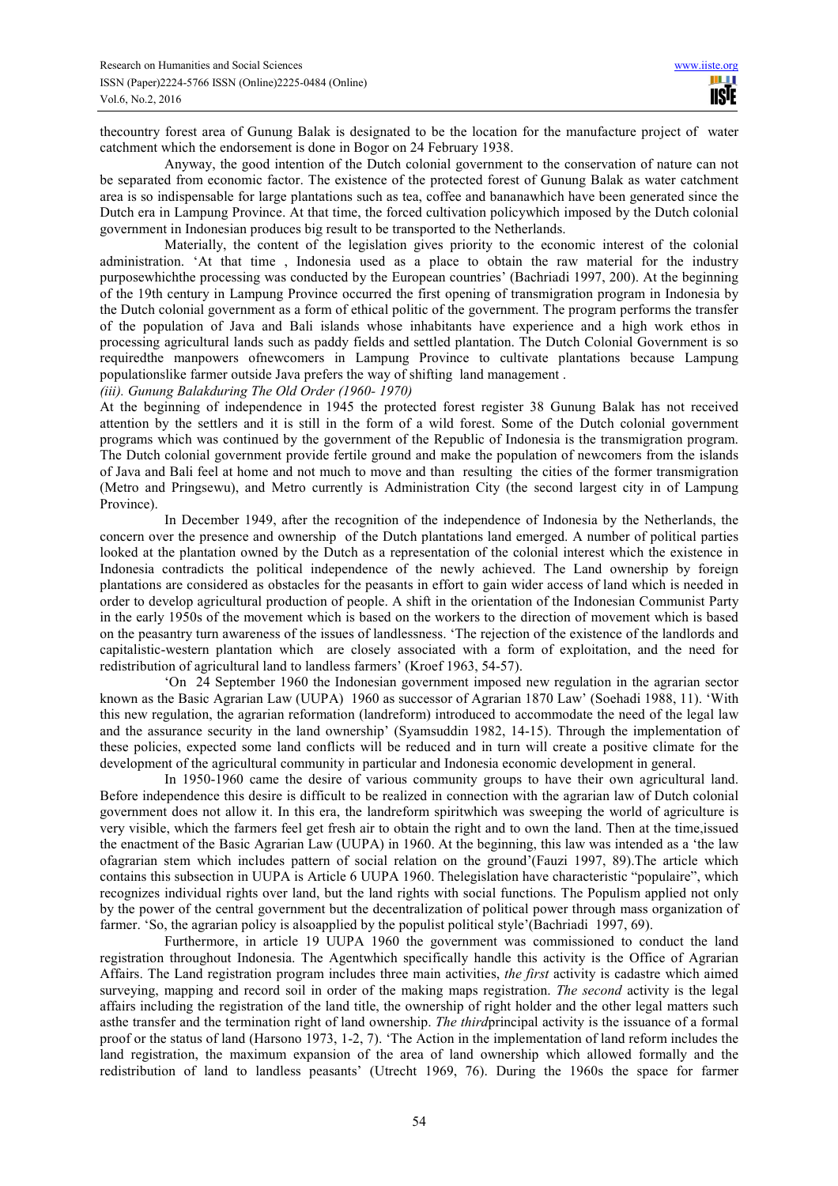thecountry forest area of Gunung Balak is designated to be the location for the manufacture project of water catchment which the endorsement is done in Bogor on 24 February 1938.

Anyway, the good intention of the Dutch colonial government to the conservation of nature can not be separated from economic factor. The existence of the protected forest of Gunung Balak as water catchment area is so indispensable for large plantations such as tea, coffee and bananawhich have been generated since the Dutch era in Lampung Province. At that time, the forced cultivation policywhich imposed by the Dutch colonial government in Indonesian produces big result to be transported to the Netherlands.

Materially, the content of the legislation gives priority to the economic interest of the colonial administration. 'At that time , Indonesia used as a place to obtain the raw material for the industry purposewhichthe processing was conducted by the European countries' (Bachriadi 1997, 200). At the beginning of the 19th century in Lampung Province occurred the first opening of transmigration program in Indonesia by the Dutch colonial government as a form of ethical politic of the government. The program performs the transfer of the population of Java and Bali islands whose inhabitants have experience and a high work ethos in processing agricultural lands such as paddy fields and settled plantation. The Dutch Colonial Government is so requiredthe manpowers ofnewcomers in Lampung Province to cultivate plantations because Lampung populationslike farmer outside Java prefers the way of shifting land management .

*(iii). Gunung Balakduring The Old Order (1960- 1970)*

At the beginning of independence in 1945 the protected forest register 38 Gunung Balak has not received attention by the settlers and it is still in the form of a wild forest. Some of the Dutch colonial government programs which was continued by the government of the Republic of Indonesia is the transmigration program. The Dutch colonial government provide fertile ground and make the population of newcomers from the islands of Java and Bali feel at home and not much to move and than resulting the cities of the former transmigration (Metro and Pringsewu), and Metro currently is Administration City (the second largest city in of Lampung Province).

In December 1949, after the recognition of the independence of Indonesia by the Netherlands, the concern over the presence and ownership of the Dutch plantations land emerged. A number of political parties looked at the plantation owned by the Dutch as a representation of the colonial interest which the existence in Indonesia contradicts the political independence of the newly achieved. The Land ownership by foreign plantations are considered as obstacles for the peasants in effort to gain wider access of land which is needed in order to develop agricultural production of people. A shift in the orientation of the Indonesian Communist Party in the early 1950s of the movement which is based on the workers to the direction of movement which is based on the peasantry turn awareness of the issues of landlessness. 'The rejection of the existence of the landlords and capitalistic-western plantation which are closely associated with a form of exploitation, and the need for redistribution of agricultural land to landless farmers' (Kroef 1963, 54-57).

'On 24 September 1960 the Indonesian government imposed new regulation in the agrarian sector known as the Basic Agrarian Law (UUPA) 1960 as successor of Agrarian 1870 Law' (Soehadi 1988, 11). 'With this new regulation, the agrarian reformation (landreform) introduced to accommodate the need of the legal law and the assurance security in the land ownership' (Syamsuddin 1982, 14-15). Through the implementation of these policies, expected some land conflicts will be reduced and in turn will create a positive climate for the development of the agricultural community in particular and Indonesia economic development in general.

In 1950-1960 came the desire of various community groups to have their own agricultural land. Before independence this desire is difficult to be realized in connection with the agrarian law of Dutch colonial government does not allow it. In this era, the landreform spiritwhich was sweeping the world of agriculture is very visible, which the farmers feel get fresh air to obtain the right and to own the land. Then at the time,issued the enactment of the Basic Agrarian Law (UUPA) in 1960. At the beginning, this law was intended as a 'the law ofagrarian stem which includes pattern of social relation on the ground'(Fauzi 1997, 89).The article which contains this subsection in UUPA is Article 6 UUPA 1960. Thelegislation have characteristic "populaire", which recognizes individual rights over land, but the land rights with social functions. The Populism applied not only by the power of the central government but the decentralization of political power through mass organization of farmer. 'So, the agrarian policy is alsoapplied by the populist political style'(Bachriadi 1997, 69).

Furthermore, in article 19 UUPA 1960 the government was commissioned to conduct the land registration throughout Indonesia. The Agentwhich specifically handle this activity is the Office of Agrarian Affairs. The Land registration program includes three main activities, *the first* activity is cadastre which aimed surveying, mapping and record soil in order of the making maps registration. *The second* activity is the legal affairs including the registration of the land title, the ownership of right holder and the other legal matters such asthe transfer and the termination right of land ownership. *The third*principal activity is the issuance of a formal proof or the status of land (Harsono 1973, 1-2, 7). 'The Action in the implementation of land reform includes the land registration, the maximum expansion of the area of land ownership which allowed formally and the redistribution of land to landless peasants' (Utrecht 1969, 76). During the 1960s the space for farmer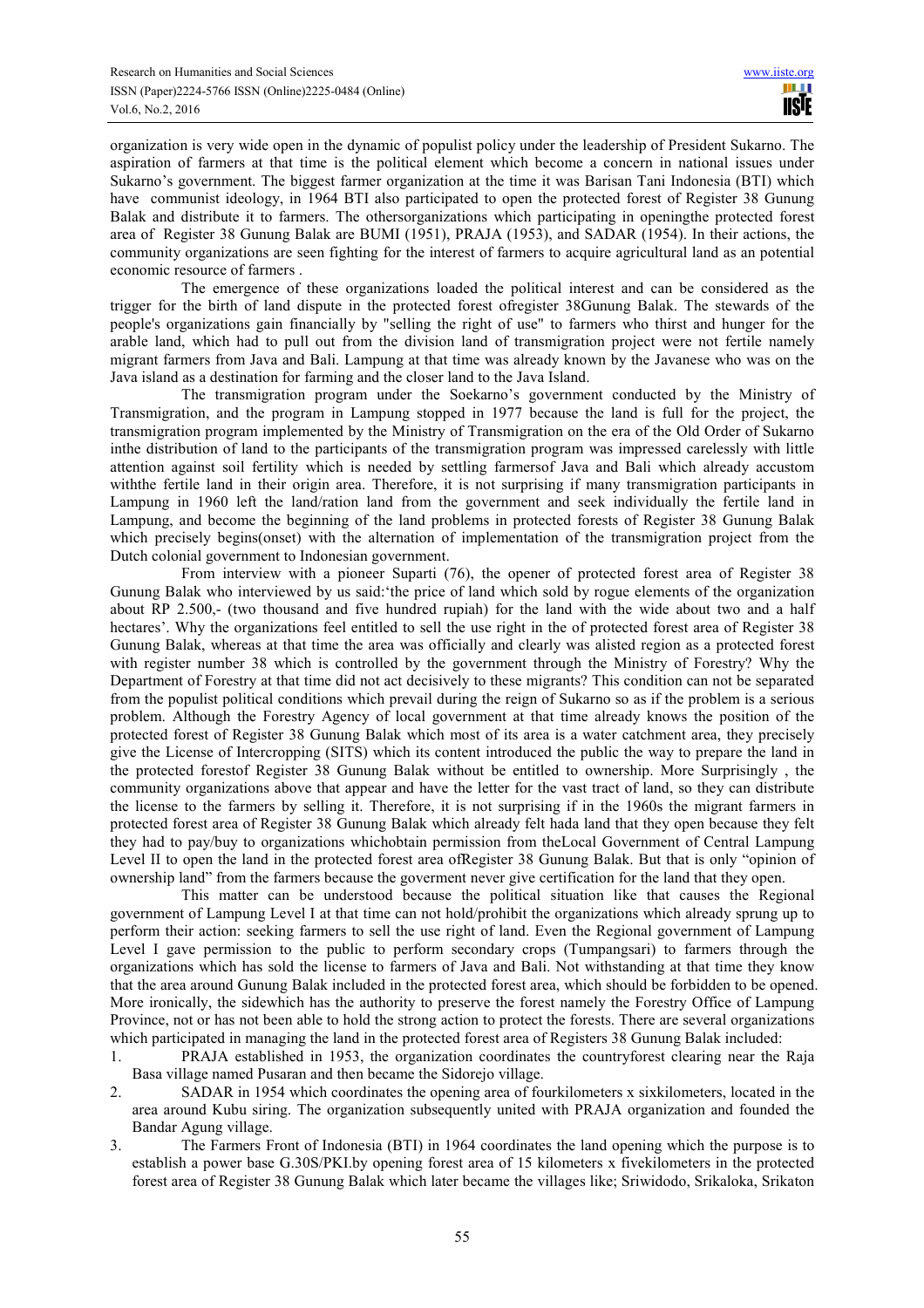organization is very wide open in the dynamic of populist policy under the leadership of President Sukarno. The aspiration of farmers at that time is the political element which become a concern in national issues under Sukarno's government. The biggest farmer organization at the time it was Barisan Tani Indonesia (BTI) which have communist ideology, in 1964 BTI also participated to open the protected forest of Register 38 Gunung Balak and distribute it to farmers. The othersorganizations which participating in openingthe protected forest area of Register 38 Gunung Balak are BUMI (1951), PRAJA (1953), and SADAR (1954). In their actions, the community organizations are seen fighting for the interest of farmers to acquire agricultural land as an potential economic resource of farmers .

The emergence of these organizations loaded the political interest and can be considered as the trigger for the birth of land dispute in the protected forest ofregister 38Gunung Balak. The stewards of the people's organizations gain financially by "selling the right of use" to farmers who thirst and hunger for the arable land, which had to pull out from the division land of transmigration project were not fertile namely migrant farmers from Java and Bali. Lampung at that time was already known by the Javanese who was on the Java island as a destination for farming and the closer land to the Java Island.

The transmigration program under the Soekarno's government conducted by the Ministry of Transmigration, and the program in Lampung stopped in 1977 because the land is full for the project, the transmigration program implemented by the Ministry of Transmigration on the era of the Old Order of Sukarno inthe distribution of land to the participants of the transmigration program was impressed carelessly with little attention against soil fertility which is needed by settling farmersof Java and Bali which already accustom withthe fertile land in their origin area. Therefore, it is not surprising if many transmigration participants in Lampung in 1960 left the land/ration land from the government and seek individually the fertile land in Lampung, and become the beginning of the land problems in protected forests of Register 38 Gunung Balak which precisely begins(onset) with the alternation of implementation of the transmigration project from the Dutch colonial government to Indonesian government.

From interview with a pioneer Suparti (76), the opener of protected forest area of Register 38 Gunung Balak who interviewed by us said:'the price of land which sold by rogue elements of the organization about RP 2.500,- (two thousand and five hundred rupiah) for the land with the wide about two and a half hectares'. Why the organizations feel entitled to sell the use right in the of protected forest area of Register 38 Gunung Balak, whereas at that time the area was officially and clearly was alisted region as a protected forest with register number 38 which is controlled by the government through the Ministry of Forestry? Why the Department of Forestry at that time did not act decisively to these migrants? This condition can not be separated from the populist political conditions which prevail during the reign of Sukarno so as if the problem is a serious problem. Although the Forestry Agency of local government at that time already knows the position of the protected forest of Register 38 Gunung Balak which most of its area is a water catchment area, they precisely give the License of Intercropping (SITS) which its content introduced the public the way to prepare the land in the protected forestof Register 38 Gunung Balak without be entitled to ownership. More Surprisingly , the community organizations above that appear and have the letter for the vast tract of land, so they can distribute the license to the farmers by selling it. Therefore, it is not surprising if in the 1960s the migrant farmers in protected forest area of Register 38 Gunung Balak which already felt hada land that they open because they felt they had to pay/buy to organizations whichobtain permission from theLocal Government of Central Lampung Level II to open the land in the protected forest area ofRegister 38 Gunung Balak. But that is only "opinion of ownership land" from the farmers because the goverment never give certification for the land that they open.

This matter can be understood because the political situation like that causes the Regional government of Lampung Level I at that time can not hold/prohibit the organizations which already sprung up to perform their action: seeking farmers to sell the use right of land. Even the Regional government of Lampung Level I gave permission to the public to perform secondary crops (Tumpangsari) to farmers through the organizations which has sold the license to farmers of Java and Bali. Not withstanding at that time they know that the area around Gunung Balak included in the protected forest area, which should be forbidden to be opened. More ironically, the sidewhich has the authority to preserve the forest namely the Forestry Office of Lampung Province, not or has not been able to hold the strong action to protect the forests. There are several organizations which participated in managing the land in the protected forest area of Registers 38 Gunung Balak included:

1. PRAJA established in 1953, the organization coordinates the countryforest clearing near the Raja Basa village named Pusaran and then became the Sidorejo village.
2. SADAR in 1954 which coordinates the opening area of fourkilometers x sixkilometers, located in the area around Kubu siring. The organization subsequently united with PRAJA organization and founded the Bandar Agung village.
3. The Farmers Front of Indonesia (BTI) in 1964 coordinates the land opening which the purpose is to establish a power base G.30S/PKI.by opening forest area of 15 kilometers x fivekilometers in the protected forest area of Register 38 Gunung Balak which later became the villages like; Sriwidodo, Srikaloka, Srikaton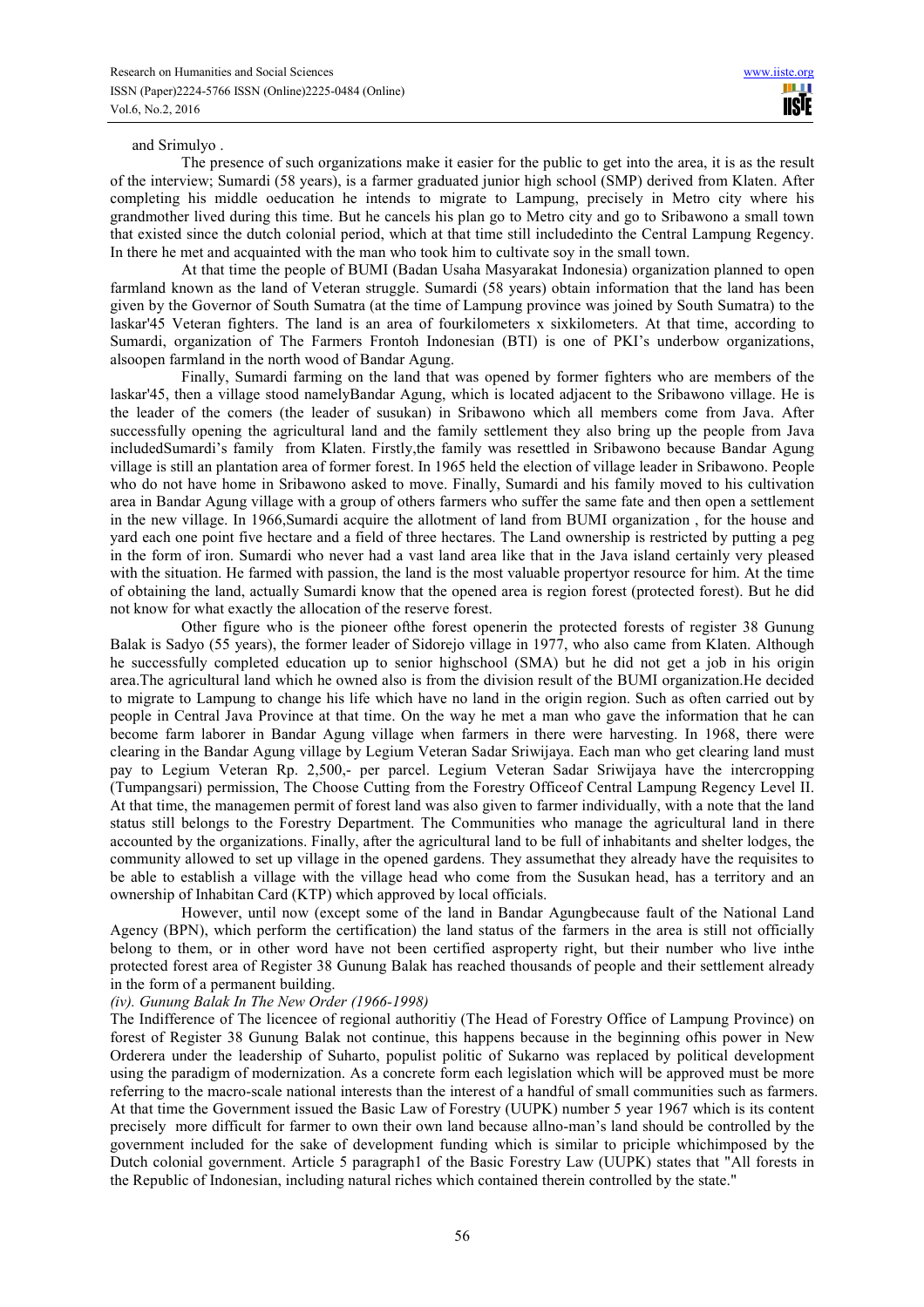and Srimulyo .

The presence of such organizations make it easier for the public to get into the area, it is as the result of the interview; Sumardi (58 years), is a farmer graduated junior high school (SMP) derived from Klaten. After completing his middle oeducation he intends to migrate to Lampung, precisely in Metro city where his grandmother lived during this time. But he cancels his plan go to Metro city and go to Sribawono a small town that existed since the dutch colonial period, which at that time still includedinto the Central Lampung Regency. In there he met and acquainted with the man who took him to cultivate soy in the small town.

At that time the people of BUMI (Badan Usaha Masyarakat Indonesia) organization planned to open farmland known as the land of Veteran struggle. Sumardi (58 years) obtain information that the land has been given by the Governor of South Sumatra (at the time of Lampung province was joined by South Sumatra) to the laskar'45 Veteran fighters. The land is an area of fourkilometers x sixkilometers. At that time, according to Sumardi, organization of The Farmers Frontoh Indonesian (BTI) is one of PKI's underbow organizations, alsoopen farmland in the north wood of Bandar Agung.

Finally, Sumardi farming on the land that was opened by former fighters who are members of the laskar'45, then a village stood namelyBandar Agung, which is located adjacent to the Sribawono village. He is the leader of the comers (the leader of susukan) in Sribawono which all members come from Java. After successfully opening the agricultural land and the family settlement they also bring up the people from Java includedSumardi's family from Klaten. Firstly,the family was resettled in Sribawono because Bandar Agung village is still an plantation area of former forest. In 1965 held the election of village leader in Sribawono. People who do not have home in Sribawono asked to move. Finally, Sumardi and his family moved to his cultivation area in Bandar Agung village with a group of others farmers who suffer the same fate and then open a settlement in the new village. In 1966,Sumardi acquire the allotment of land from BUMI organization , for the house and yard each one point five hectare and a field of three hectares. The Land ownership is restricted by putting a peg in the form of iron. Sumardi who never had a vast land area like that in the Java island certainly very pleased with the situation. He farmed with passion, the land is the most valuable propertyor resource for him. At the time of obtaining the land, actually Sumardi know that the opened area is region forest (protected forest). But he did not know for what exactly the allocation of the reserve forest.

Other figure who is the pioneer ofthe forest openerin the protected forests of register 38 Gunung Balak is Sadyo (55 years), the former leader of Sidorejo village in 1977, who also came from Klaten. Although he successfully completed education up to senior highschool (SMA) but he did not get a job in his origin area.The agricultural land which he owned also is from the division result of the BUMI organization.He decided to migrate to Lampung to change his life which have no land in the origin region. Such as often carried out by people in Central Java Province at that time. On the way he met a man who gave the information that he can become farm laborer in Bandar Agung village when farmers in there were harvesting. In 1968, there were clearing in the Bandar Agung village by Legium Veteran Sadar Sriwijaya. Each man who get clearing land must pay to Legium Veteran Rp. 2,500,- per parcel. Legium Veteran Sadar Sriwijaya have the intercropping (Tumpangsari) permission, The Choose Cutting from the Forestry Officeof Central Lampung Regency Level II. At that time, the managemen permit of forest land was also given to farmer individually, with a note that the land status still belongs to the Forestry Department. The Communities who manage the agricultural land in there accounted by the organizations. Finally, after the agricultural land to be full of inhabitants and shelter lodges, the community allowed to set up village in the opened gardens. They assumethat they already have the requisites to be able to establish a village with the village head who come from the Susukan head, has a territory and an ownership of Inhabitan Card (KTP) which approved by local officials.

However, until now (except some of the land in Bandar Agungbecause fault of the National Land Agency (BPN), which perform the certification) the land status of the farmers in the area is still not officially belong to them, or in other word have not been certified asproperty right, but their number who live inthe protected forest area of Register 38 Gunung Balak has reached thousands of people and their settlement already in the form of a permanent building.

*(iv). Gunung Balak In The New Order (1966-1998)*

The Indifference of The licencee of regional authoritiy (The Head of Forestry Office of Lampung Province) on forest of Register 38 Gunung Balak not continue, this happens because in the beginning ofhis power in New Orderera under the leadership of Suharto, populist politic of Sukarno was replaced by political development using the paradigm of modernization. As a concrete form each legislation which will be approved must be more referring to the macro-scale national interests than the interest of a handful of small communities such as farmers. At that time the Government issued the Basic Law of Forestry (UUPK) number 5 year 1967 which is its content precisely more difficult for farmer to own their own land because allno-man's land should be controlled by the government included for the sake of development funding which is similar to priciple whichimposed by the Dutch colonial government. Article 5 paragraph1 of the Basic Forestry Law (UUPK) states that "All forests in the Republic of Indonesian, including natural riches which contained therein controlled by the state."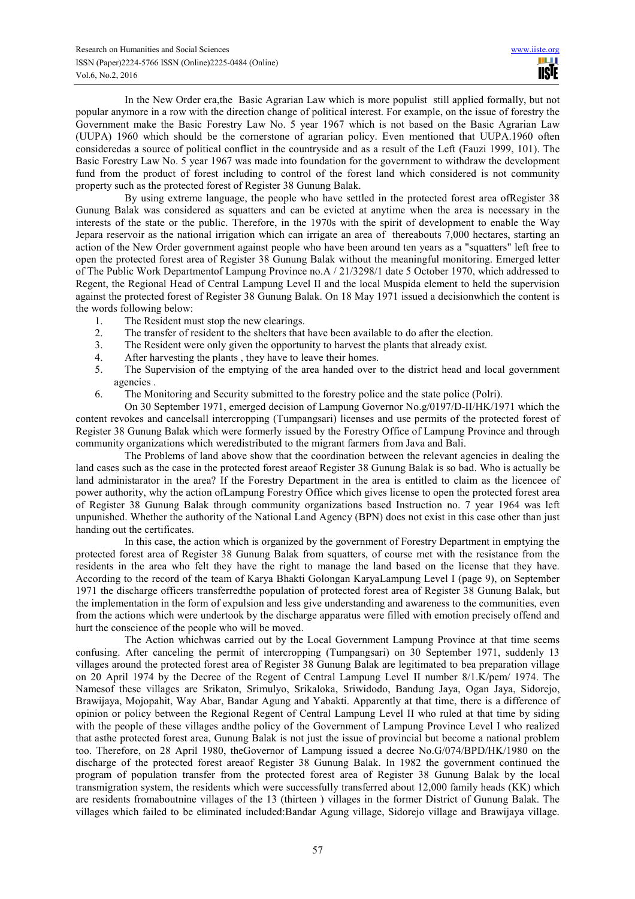In the New Order era,the Basic Agrarian Law which is more populist still applied formally, but not popular anymore in a row with the direction change of political interest. For example, on the issue of forestry the Government make the Basic Forestry Law No. 5 year 1967 which is not based on the Basic Agrarian Law (UUPA) 1960 which should be the cornerstone of agrarian policy. Even mentioned that UUPA.1960 often consideredas a source of political conflict in the countryside and as a result of the Left (Fauzi 1999, 101). The Basic Forestry Law No. 5 year 1967 was made into foundation for the government to withdraw the development fund from the product of forest including to control of the forest land which considered is not community property such as the protected forest of Register 38 Gunung Balak.

By using extreme language, the people who have settled in the protected forest area ofRegister 38 Gunung Balak was considered as squatters and can be evicted at anytime when the area is necessary in the interests of the state or the public. Therefore, in the 1970s with the spirit of development to enable the Way Jepara reservoir as the national irrigation which can irrigate an area of thereabouts 7,000 hectares, starting an action of the New Order government against people who have been around ten years as a "squatters" left free to open the protected forest area of Register 38 Gunung Balak without the meaningful monitoring. Emerged letter of The Public Work Departmentof Lampung Province no.A / 21/3298/1 date 5 October 1970, which addressed to Regent, the Regional Head of Central Lampung Level II and the local Muspida element to held the supervision against the protected forest of Register 38 Gunung Balak. On 18 May 1971 issued a decisionwhich the content is the words following below:

1. The Resident must stop the new clearings.
2. The transfer of resident to the shelters that have been available to do after the election.
3. The Resident were only given the opportunity to harvest the plants that already exist.
4. After harvesting the plants , they have to leave their homes.
5. The Supervision of the emptying of the area handed over to the district head and local government agencies .
6. The Monitoring and Security submitted to the forestry police and the state police (Polri).

On 30 September 1971, emerged decision of Lampung Governor No.g/0197/D-II/HK/1971 which the content revokes and cancelsall intercropping (Tumpangsari) licenses and use permits of the protected forest of Register 38 Gunung Balak which were formerly issued by the Forestry Office of Lampung Province and through community organizations which weredistributed to the migrant farmers from Java and Bali.

The Problems of land above show that the coordination between the relevant agencies in dealing the land cases such as the case in the protected forest areaof Register 38 Gunung Balak is so bad. Who is actually be land administarator in the area? If the Forestry Department in the area is entitled to claim as the licencee of power authority, why the action ofLampung Forestry Office which gives license to open the protected forest area of Register 38 Gunung Balak through community organizations based Instruction no. 7 year 1964 was left unpunished. Whether the authority of the National Land Agency (BPN) does not exist in this case other than just handing out the certificates.

In this case, the action which is organized by the government of Forestry Department in emptying the protected forest area of Register 38 Gunung Balak from squatters, of course met with the resistance from the residents in the area who felt they have the right to manage the land based on the license that they have. According to the record of the team of Karya Bhakti Golongan KaryaLampung Level I (page 9), on September 1971 the discharge officers transferredthe population of protected forest area of Register 38 Gunung Balak, but the implementation in the form of expulsion and less give understanding and awareness to the communities, even from the actions which were undertook by the discharge apparatus were filled with emotion precisely offend and hurt the conscience of the people who will be moved.

The Action whichwas carried out by the Local Government Lampung Province at that time seems confusing. After canceling the permit of intercropping (Tumpangsari) on 30 September 1971, suddenly 13 villages around the protected forest area of Register 38 Gunung Balak are legitimated to bea preparation village on 20 April 1974 by the Decree of the Regent of Central Lampung Level II number 8/1.K/pem/ 1974. The Namesof these villages are Srikaton, Srimulyo, Srikaloka, Sriwidodo, Bandung Jaya, Ogan Jaya, Sidorejo, Brawijaya, Mojopahit, Way Abar, Bandar Agung and Yabakti. Apparently at that time, there is a difference of opinion or policy between the Regional Regent of Central Lampung Level II who ruled at that time by siding with the people of these villages andthe policy of the Government of Lampung Province Level I who realized that asthe protected forest area, Gunung Balak is not just the issue of provincial but become a national problem too. Therefore, on 28 April 1980, theGovernor of Lampung issued a decree No.G/074/BPD/HK/1980 on the discharge of the protected forest areaof Register 38 Gunung Balak. In 1982 the government continued the program of population transfer from the protected forest area of Register 38 Gunung Balak by the local transmigration system, the residents which were successfully transferred about 12,000 family heads (KK) which are residents fromaboutnine villages of the 13 (thirteen ) villages in the former District of Gunung Balak. The villages which failed to be eliminated included:Bandar Agung village, Sidorejo village and Brawijaya village.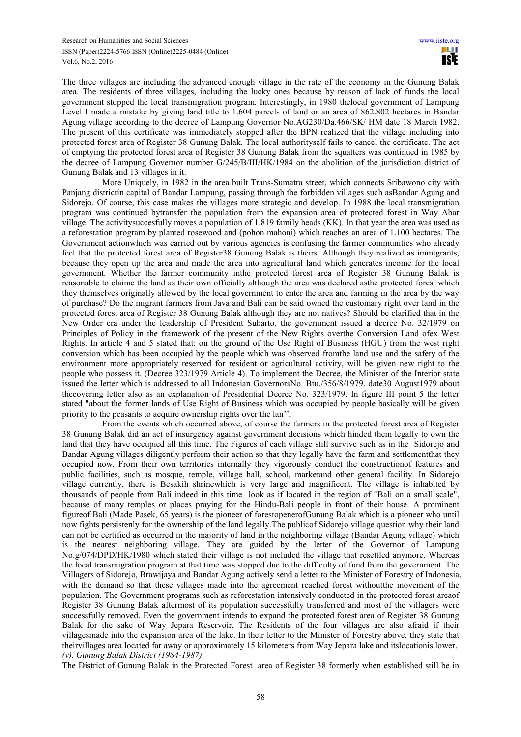The three villages are including the advanced enough village in the rate of the economy in the Gunung Balak area. The residents of three villages, including the lucky ones because by reason of lack of funds the local government stopped the local transmigration program. Interestingly, in 1980 thelocal government of Lampung Level I made a mistake by giving land title to 1.604 parcels of land or an area of 862.802 hectares in Bandar Agung village according to the decree of Lampung Governor No.AG230/Da.466/SK/ HM date 18 March 1982. The present of this certificate was immediately stopped after the BPN realized that the village including into protected forest area of Register 38 Gunung Balak. The local authorityself fails to cancel the certificate. The act of emptying the protected forest area of Register 38 Gunung Balak from the squatters was continued in 1985 by the decree of Lampung Governor number G/245/B/III/HK/1984 on the abolition of the jurisdiction district of Gunung Balak and 13 villages in it.

More Uniquely, in 1982 in the area built Trans-Sumatra street, which connects Sribawono city with Panjang districtin capital of Bandar Lampung, passing through the forbidden villages such asBandar Agung and Sidorejo. Of course, this case makes the villages more strategic and develop. In 1988 the local transmigration program was continued bytransfer the population from the expansion area of protected forest in Way Abar village. The activitysuccesfully moves a population of 1.819 family heads (KK). In that year the area was used as a reforestation program by planted rosewood and (pohon mahoni) which reaches an area of 1.100 hectares. The Government actionwhich was carried out by various agencies is confusing the farmer communities who already feel that the protected forest area of Register38 Gunung Balak is theirs. Although they realized as immigrants, because they open up the area and made the area into agricultural land which generates income for the local government. Whether the farmer community inthe protected forest area of Register 38 Gunung Balak is reasonable to claime the land as their own officially although the area was declared asthe protected forest which they themselves originally allowed by the local government to enter the area and farming in the area by the way of purchase? Do the migrant farmers from Java and Bali can be said owned the customary right over land in the protected forest area of Register 38 Gunung Balak although they are not natives? Should be clarified that in the New Order era under the leadership of President Suharto, the government issued a decree No. 32/1979 on Principles of Policy in the framework of the present of the New Rights overthe Conversion Land ofex West Rights. In article 4 and 5 stated that: on the ground of the Use Right of Business (HGU) from the west right conversion which has been occupied by the people which was observed fromthe land use and the safety of the environment more appropriately reserved for resident or agricultural activity, will be given new right to the people who possess it. (Decree 323/1979 Article 4). To implement the Decree, the Minister of the Interior state issued the letter which is addressed to all Indonesian GovernorsNo. Btu./356/8/1979. date30 August1979 about thecovering letter also as an explanation of Presidential Decree No. 323/1979. In figure III point 5 the letter stated "about the former lands of Use Right of Business which was occupied by people basically will be given priority to the peasants to acquire ownership rights over the lan''.

From the events which occurred above, of course the farmers in the protected forest area of Register 38 Gunung Balak did an act of insurgency against government decisions which hinded them legally to own the land that they have occupied all this time. The Figures of each village still survive such as in the Sidorejo and Bandar Agung villages diligently perform their action so that they legally have the farm and settlementthat they occupied now. From their own territories internally they vigorously conduct the constructionof features and public facilities, such as mosque, temple, village hall, school, marketand other general facility. In Sidorejo village currently, there is Besakih shrinewhich is very large and magnificent. The village is inhabited by thousands of people from Bali indeed in this time look as if located in the region of "Bali on a small scale", because of many temples or places praying for the Hindu-Bali people in front of their house. A prominent figureof Bali (Made Pasek, 65 years) is the pioneer of forestopenerofGunung Balak which is a pioneer who until now fights persistenly for the ownership of the land legally.The publicof Sidorejo village question why their land can not be certified as occurred in the majority of land in the neighboring village (Bandar Agung village) which is the nearest neighboring village. They are guided by the letter of the Governor of Lampung No.g/074/DPD/HK/1980 which stated their village is not included the village that resettled anymore. Whereas the local transmigration program at that time was stopped due to the difficulty of fund from the government. The Villagers of Sidorejo, Brawijaya and Bandar Agung actively send a letter to the Minister of Forestry of Indonesia, with the demand so that these villages made into the agreement reached forest withoutthe movement of the population. The Government programs such as reforestation intensively conducted in the protected forest areaof Register 38 Gunung Balak aftermost of its population successfully transferred and most of the villagers were successfully removed. Even the government intends to expand the protected forest area of Register 38 Gunung Balak for the sake of Way Jepara Reservoir. The Residents of the four villages are also afraid if their villagesmade into the expansion area of the lake. In their letter to the Minister of Forestry above, they state that theirvillages area located far away or approximately 15 kilometers from Way Jepara lake and itslocationis lower.

*(v). Gunung Balak District (1984-1987)*

The District of Gunung Balak in the Protected Forest area of Register 38 formerly when established still be in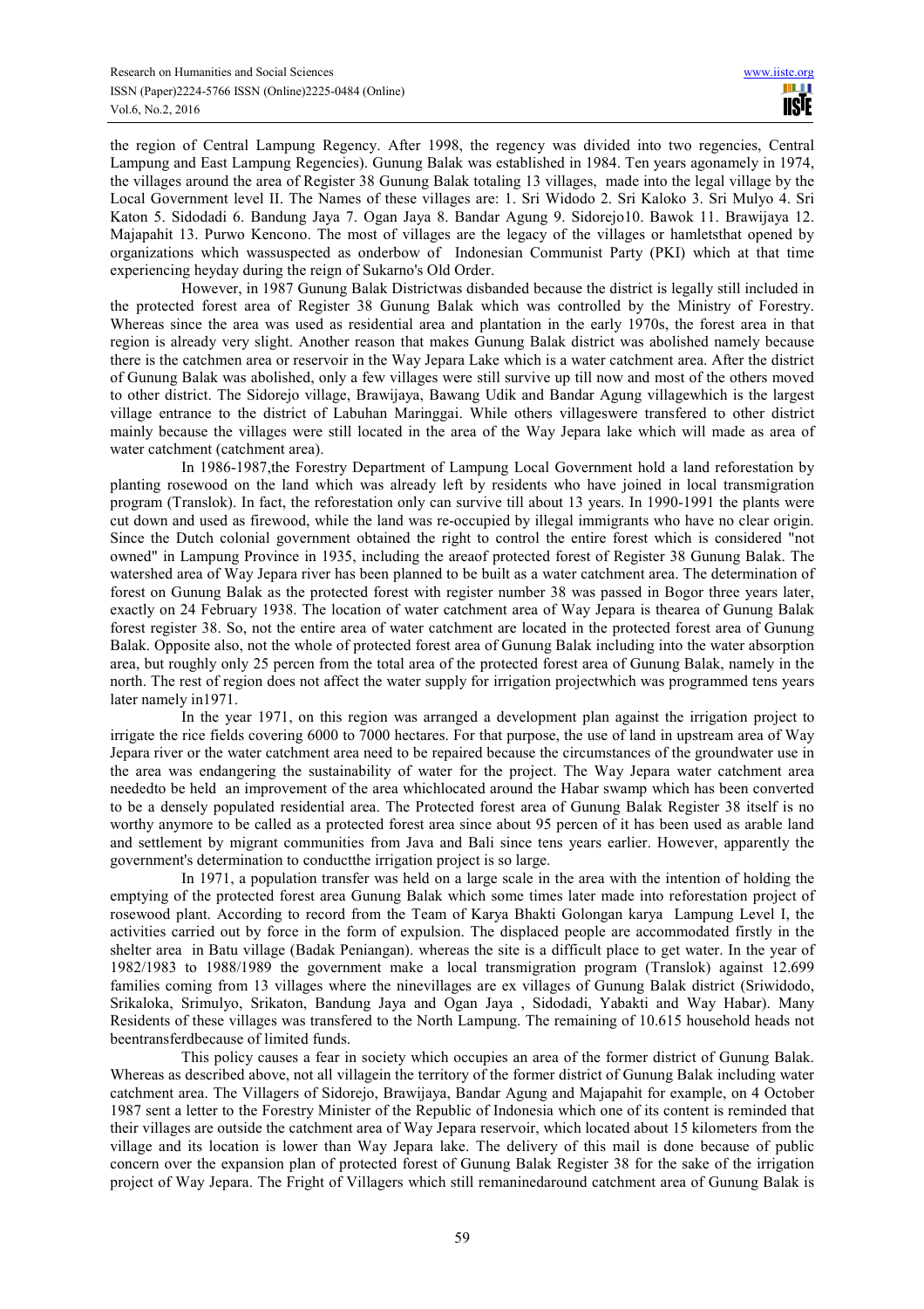the region of Central Lampung Regency. After 1998, the regency was divided into two regencies, Central Lampung and East Lampung Regencies). Gunung Balak was established in 1984. Ten years agonamely in 1974, the villages around the area of Register 38 Gunung Balak totaling 13 villages, made into the legal village by the Local Government level II. The Names of these villages are: 1. Sri Widodo 2. Sri Kaloko 3. Sri Mulyo 4. Sri Katon 5. Sidodadi 6. Bandung Jaya 7. Ogan Jaya 8. Bandar Agung 9. Sidorejo10. Bawok 11. Brawijaya 12. Majapahit 13. Purwo Kencono. The most of villages are the legacy of the villages or hamletsthat opened by organizations which wassuspected as onderbow of Indonesian Communist Party (PKI) which at that time experiencing heyday during the reign of Sukarno's Old Order.

However, in 1987 Gunung Balak Districtwas disbanded because the district is legally still included in the protected forest area of Register 38 Gunung Balak which was controlled by the Ministry of Forestry. Whereas since the area was used as residential area and plantation in the early 1970s, the forest area in that region is already very slight. Another reason that makes Gunung Balak district was abolished namely because there is the catchmen area or reservoir in the Way Jepara Lake which is a water catchment area. After the district of Gunung Balak was abolished, only a few villages were still survive up till now and most of the others moved to other district. The Sidorejo village, Brawijaya, Bawang Udik and Bandar Agung villagewhich is the largest village entrance to the district of Labuhan Maringgai. While others villageswere transfered to other district mainly because the villages were still located in the area of the Way Jepara lake which will made as area of water catchment (catchment area).

In 1986-1987,the Forestry Department of Lampung Local Government hold a land reforestation by planting rosewood on the land which was already left by residents who have joined in local transmigration program (Translok). In fact, the reforestation only can survive till about 13 years. In 1990-1991 the plants were cut down and used as firewood, while the land was re-occupied by illegal immigrants who have no clear origin. Since the Dutch colonial government obtained the right to control the entire forest which is considered "not owned" in Lampung Province in 1935, including the areaof protected forest of Register 38 Gunung Balak. The watershed area of Way Jepara river has been planned to be built as a water catchment area. The determination of forest on Gunung Balak as the protected forest with register number 38 was passed in Bogor three years later, exactly on 24 February 1938. The location of water catchment area of Way Jepara is thearea of Gunung Balak forest register 38. So, not the entire area of water catchment are located in the protected forest area of Gunung Balak. Opposite also, not the whole of protected forest area of Gunung Balak including into the water absorption area, but roughly only 25 percen from the total area of the protected forest area of Gunung Balak, namely in the north. The rest of region does not affect the water supply for irrigation projectwhich was programmed tens years later namely in1971.

In the year 1971, on this region was arranged a development plan against the irrigation project to irrigate the rice fields covering 6000 to 7000 hectares. For that purpose, the use of land in upstream area of Way Jepara river or the water catchment area need to be repaired because the circumstances of the groundwater use in the area was endangering the sustainability of water for the project. The Way Jepara water catchment area neededto be held an improvement of the area whichlocated around the Habar swamp which has been converted to be a densely populated residential area. The Protected forest area of Gunung Balak Register 38 itself is no worthy anymore to be called as a protected forest area since about 95 percen of it has been used as arable land and settlement by migrant communities from Java and Bali since tens years earlier. However, apparently the government's determination to conductthe irrigation project is so large.

In 1971, a population transfer was held on a large scale in the area with the intention of holding the emptying of the protected forest area Gunung Balak which some times later made into reforestation project of rosewood plant. According to record from the Team of Karya Bhakti Golongan karya Lampung Level I, the activities carried out by force in the form of expulsion. The displaced people are accommodated firstly in the shelter area in Batu village (Badak Peniangan). whereas the site is a difficult place to get water. In the year of 1982/1983 to 1988/1989 the government make a local transmigration program (Translok) against 12.699 families coming from 13 villages where the ninevillages are ex villages of Gunung Balak district (Sriwidodo, Srikaloka, Srimulyo, Srikaton, Bandung Jaya and Ogan Jaya , Sidodadi, Yabakti and Way Habar). Many Residents of these villages was transfered to the North Lampung. The remaining of 10.615 household heads not beentransferdbecause of limited funds.

This policy causes a fear in society which occupies an area of the former district of Gunung Balak. Whereas as described above, not all villagein the territory of the former district of Gunung Balak including water catchment area. The Villagers of Sidorejo, Brawijaya, Bandar Agung and Majapahit for example, on 4 October 1987 sent a letter to the Forestry Minister of the Republic of Indonesia which one of its content is reminded that their villages are outside the catchment area of Way Jepara reservoir, which located about 15 kilometers from the village and its location is lower than Way Jepara lake. The delivery of this mail is done because of public concern over the expansion plan of protected forest of Gunung Balak Register 38 for the sake of the irrigation project of Way Jepara. The Fright of Villagers which still remaninedaround catchment area of Gunung Balak is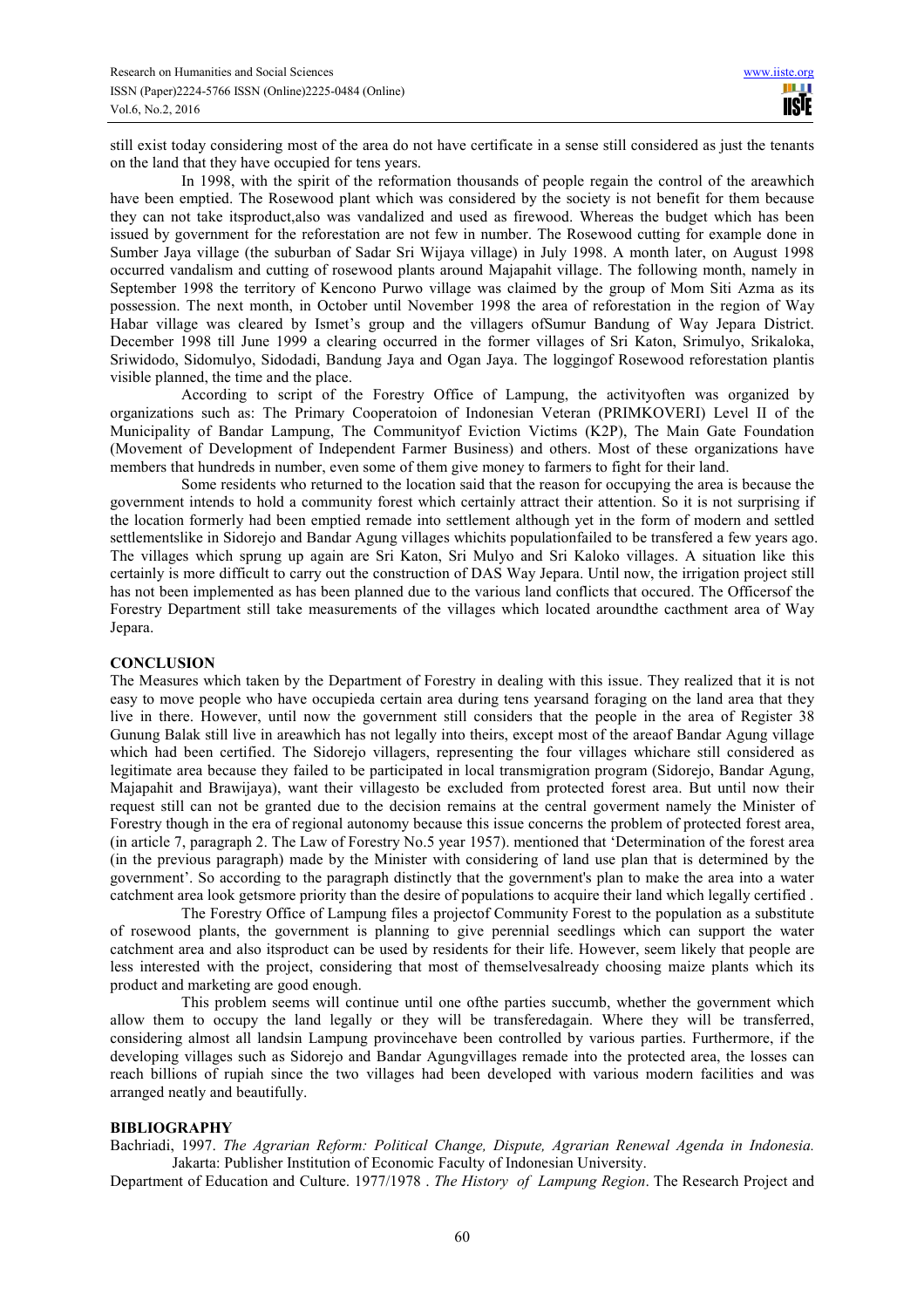still exist today considering most of the area do not have certificate in a sense still considered as just the tenants on the land that they have occupied for tens years.

In 1998, with the spirit of the reformation thousands of people regain the control of the areawhich have been emptied. The Rosewood plant which was considered by the society is not benefit for them because they can not take itsproduct,also was vandalized and used as firewood. Whereas the budget which has been issued by government for the reforestation are not few in number. The Rosewood cutting for example done in Sumber Jaya village (the suburban of Sadar Sri Wijaya village) in July 1998. A month later, on August 1998 occurred vandalism and cutting of rosewood plants around Majapahit village. The following month, namely in September 1998 the territory of Kencono Purwo village was claimed by the group of Mom Siti Azma as its possession. The next month, in October until November 1998 the area of reforestation in the region of Way Habar village was cleared by Ismet's group and the villagers ofSumur Bandung of Way Jepara District. December 1998 till June 1999 a clearing occurred in the former villages of Sri Katon, Srimulyo, Srikaloka, Sriwidodo, Sidomulyo, Sidodadi, Bandung Jaya and Ogan Jaya. The loggingof Rosewood reforestation plantis visible planned, the time and the place.

According to script of the Forestry Office of Lampung, the activityoften was organized by organizations such as: The Primary Cooperatoion of Indonesian Veteran (PRIMKOVERI) Level II of the Municipality of Bandar Lampung, The Communityof Eviction Victims (K2P), The Main Gate Foundation (Movement of Development of Independent Farmer Business) and others. Most of these organizations have members that hundreds in number, even some of them give money to farmers to fight for their land.

Some residents who returned to the location said that the reason for occupying the area is because the government intends to hold a community forest which certainly attract their attention. So it is not surprising if the location formerly had been emptied remade into settlement although yet in the form of modern and settled settlementslike in Sidorejo and Bandar Agung villages whichits populationfailed to be transfered a few years ago. The villages which sprung up again are Sri Katon, Sri Mulyo and Sri Kaloko villages. A situation like this certainly is more difficult to carry out the construction of DAS Way Jepara. Until now, the irrigation project still has not been implemented as has been planned due to the various land conflicts that occured. The Officersof the Forestry Department still take measurements of the villages which located aroundthe cacthment area of Way Jepara.

## CONCLUSION

The Measures which taken by the Department of Forestry in dealing with this issue. They realized that it is not easy to move people who have occupieda certain area during tens yearsand foraging on the land area that they live in there. However, until now the government still considers that the people in the area of Register 38 Gunung Balak still live in areawhich has not legally into theirs, except most of the areaof Bandar Agung village which had been certified. The Sidorejo villagers, representing the four villages whichare still considered as legitimate area because they failed to be participated in local transmigration program (Sidorejo, Bandar Agung, Majapahit and Brawijaya), want their villagesto be excluded from protected forest area. But until now their request still can not be granted due to the decision remains at the central goverment namely the Minister of Forestry though in the era of regional autonomy because this issue concerns the problem of protected forest area, (in article 7, paragraph 2. The Law of Forestry No.5 year 1957). mentioned that 'Determination of the forest area (in the previous paragraph) made by the Minister with considering of land use plan that is determined by the government'. So according to the paragraph distinctly that the government's plan to make the area into a water catchment area look getsmore priority than the desire of populations to acquire their land which legally certified .

The Forestry Office of Lampung files a projectof Community Forest to the population as a substitute of rosewood plants, the government is planning to give perennial seedlings which can support the water catchment area and also itsproduct can be used by residents for their life. However, seem likely that people are less interested with the project, considering that most of themselvesalready choosing maize plants which its product and marketing are good enough.

This problem seems will continue until one ofthe parties succumb, whether the government which allow them to occupy the land legally or they will be transferedagain. Where they will be transferred, considering almost all landsin Lampung provincehave been controlled by various parties. Furthermore, if the developing villages such as Sidorejo and Bandar Agungvillages remade into the protected area, the losses can reach billions of rupiah since the two villages had been developed with various modern facilities and was arranged neatly and beautifully.

## BIBLIOGRAPHY

Bachriadi, 1997. *The Agrarian Reform: Political Change, Dispute, Agrarian Renewal Agenda in Indonesia.* Jakarta: Publisher Institution of Economic Faculty of Indonesian University.

Department of Education and Culture. 1977/1978 . *The History of Lampung Region*. The Research Project and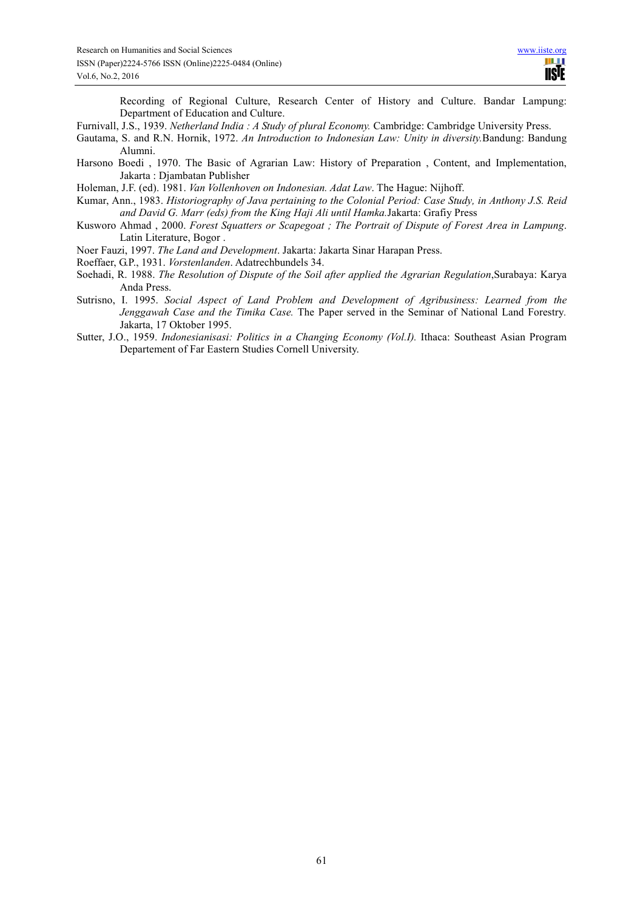Recording of Regional Culture, Research Center of History and Culture. Bandar Lampung: Department of Education and Culture.

Furnivall, J.S., 1939. *Netherland India : A Study of plural Economy.* Cambridge: Cambridge University Press.

Gautama, S. and R.N. Hornik, 1972. *An Introduction to Indonesian Law: Unity in diversity.*Bandung: Bandung Alumni.

Harsono Boedi , 1970. The Basic of Agrarian Law: History of Preparation , Content, and Implementation, Jakarta : Djambatan Publisher

Holeman, J.F. (ed). 1981. *Van Vollenhoven on Indonesian. Adat Law*. The Hague: Nijhoff.

Kumar, Ann., 1983. *Historiography of Java pertaining to the Colonial Period: Case Study, in Anthony J.S. Reid and David G. Marr (eds) from the King Haji Ali until Hamka.*Jakarta: Grafiy Press

Kusworo Ahmad , 2000. *Forest Squatters or Scapegoat ; The Portrait of Dispute of Forest Area in Lampung*. Latin Literature, Bogor .

Noer Fauzi, 1997. *The Land and Development*. Jakarta: Jakarta Sinar Harapan Press.

Roeffaer, G.P., 1931. *Vorstenlanden*. Adatrechbundels 34.

Soehadi, R. 1988. *The Resolution of Dispute of the Soil after applied the Agrarian Regulation*,Surabaya: Karya Anda Press.

Sutrisno, I. 1995. *Social Aspect of Land Problem and Development of Agribusiness: Learned from the Jenggawah Case and the Timika Case.* The Paper served in the Seminar of National Land Forestry. Jakarta, 17 Oktober 1995.

Sutter, J.O., 1959. *Indonesianisasi: Politics in a Changing Economy (Vol.I).* Ithaca: Southeast Asian Program Departement of Far Eastern Studies Cornell University.